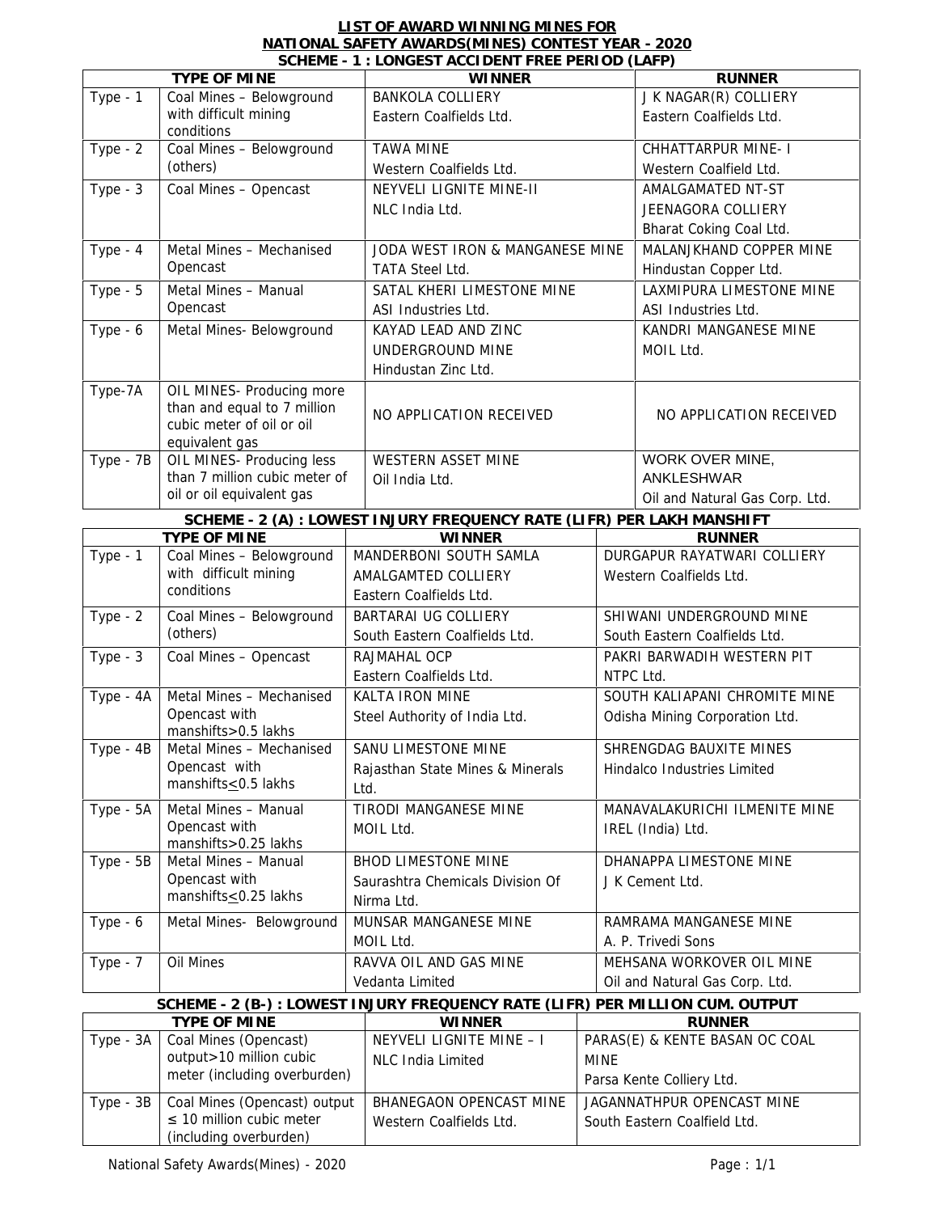# LIST OF AWARD WINNING MINES FOR NATIONAL SAFETY AWARDS(MINES) CONTEST YEAR - 2020

## SCHEME - 1 : LONGEST ACCIDENT FREE PERIOD (LAFP)

| TYPE OF MINE | | WINNER | RUNNER |
|---|---|---|---|
| Type - 1 | Coal Mines – Belowground with difficult mining conditions | BANKOLA COLLIERY<br>Eastern Coalfields Ltd. | J K NAGAR(R) COLLIERY<br>Eastern Coalfields Ltd. |
| Type - 2 | Coal Mines – Belowground (others) | TAWA MINE<br>Western Coalfields Ltd. | CHHATTARPUR MINE- I<br>Western Coalfield Ltd. |
| Type - 3 | Coal Mines – Opencast | NEYVELI LIGNITE MINE-II<br>NLC India Ltd. | AMALGAMATED NT-ST JEENAGORA COLLIERY<br>Bharat Coking Coal Ltd. |
| Type - 4 | Metal Mines – Mechanised Opencast | JODA WEST IRON & MANGANESE MINE<br>TATA Steel Ltd. | MALANJKHAND COPPER MINE<br>Hindustan Copper Ltd. |
| Type - 5 | Metal Mines – Manual Opencast | SATAL KHERI LIMESTONE MINE<br>ASI Industries Ltd. | LAXMIPURA LIMESTONE MINE<br>ASI Industries Ltd. |
| Type - 6 | Metal Mines- Belowground | KAYAD LEAD AND ZINC UNDERGROUND MINE<br>Hindustan Zinc Ltd. | KANDRI MANGANESE MINE<br>MOIL Ltd. |
| Type-7A | OIL MINES- Producing more than and equal to 7 million cubic meter of oil or oil equivalent gas | NO APPLICATION RECEIVED | NO APPLICATION RECEIVED |
| Type - 7B | OIL MINES- Producing less than 7 million cubic meter of oil or oil equivalent gas | WESTERN ASSET MINE<br>Oil India Ltd. | WORK OVER MINE, ANKLESHWAR<br>Oil and Natural Gas Corp. Ltd. |

## SCHEME - 2 (A) : LOWEST INJURY FREQUENCY RATE (LIFR) PER LAKH MANSHIFT

| TYPE OF MINE | | WINNER | RUNNER |
|---|---|---|---|
| Type - 1 | Coal Mines – Belowground with difficult mining conditions | MANDERBONI SOUTH SAMLA AMALGAMTED COLLIERY<br>Eastern Coalfields Ltd. | DURGAPUR RAYATWARI COLLIERY<br>Western Coalfields Ltd. |
| Type - 2 | Coal Mines – Belowground (others) | BARTARAI UG COLLIERY<br>South Eastern Coalfields Ltd. | SHIWANI UNDERGROUND MINE<br>South Eastern Coalfields Ltd. |
| Type - 3 | Coal Mines – Opencast | RAJMAHAL OCP<br>Eastern Coalfields Ltd. | PAKRI BARWADIH WESTERN PIT<br>NTPC Ltd. |
| Type - 4A | Metal Mines – Mechanised Opencast with manshifts>0.5 lakhs | KALTA IRON MINE<br>Steel Authority of India Ltd. | SOUTH KALIAPANI CHROMITE MINE<br>Odisha Mining Corporation Ltd. |
| Type - 4B | Metal Mines – Mechanised Opencast with manshifts≤0.5 lakhs | SANU LIMESTONE MINE<br>Rajasthan State Mines & Minerals Ltd. | SHRENGDAG BAUXITE MINES<br>Hindalco Industries Limited |
| Type - 5A | Metal Mines – Manual Opencast with manshifts>0.25 lakhs | TIRODI MANGANESE MINE<br>MOIL Ltd. | MANAVALAKURICHI ILMENITE MINE<br>IREL (India) Ltd. |
| Type - 5B | Metal Mines – Manual Opencast with manshifts≤0.25 lakhs | BHOD LIMESTONE MINE<br>Saurashtra Chemicals Division Of Nirma Ltd. | DHANAPPA LIMESTONE MINE<br>J K Cement Ltd. |
| Type - 6 | Metal Mines- Belowground | MUNSAR MANGANESE MINE<br>MOIL Ltd. | RAMRAMA MANGANESE MINE<br>A. P. Trivedi Sons |
| Type - 7 | Oil Mines | RAVVA OIL AND GAS MINE<br>Vedanta Limited | MEHSANA WORKOVER OIL MINE<br>Oil and Natural Gas Corp. Ltd. |

## SCHEME - 2 (B-) : LOWEST INJURY FREQUENCY RATE (LIFR) PER MILLION CUM. OUTPUT

| TYPE OF MINE | | WINNER | RUNNER |
|---|---|---|---|
| Type - 3A | Coal Mines (Opencast) output>10 million cubic meter (including overburden) | NEYVELI LIGNITE MINE – I<br>NLC India Limited | PARAS(E) & KENTE BASAN OC COAL MINE<br>Parsa Kente Colliery Ltd. |
| Type - 3B | Coal Mines (Opencast) output ≤ 10 million cubic meter (including overburden) | BHANEGAON OPENCAST MINE<br>Western Coalfields Ltd. | JAGANNATHPUR OPENCAST MINE<br>South Eastern Coalfield Ltd. |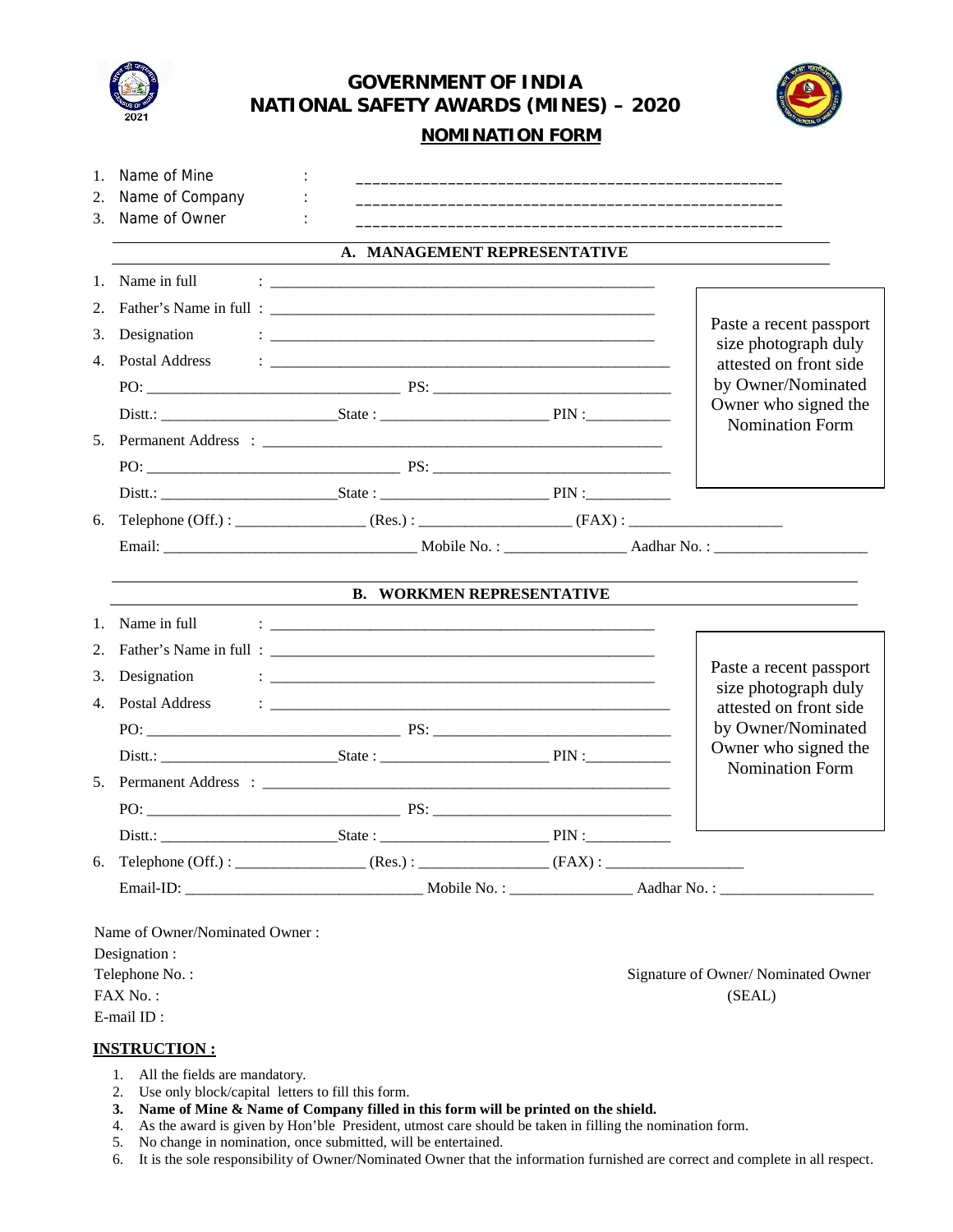# GOVERNMENT OF INDIA
# NATIONAL SAFETY AWARDS (MINES) – 2020

## NOMINATION FORM

1. Name of Mine : ___________________________________________________
2. Name of Company : ___________________________________________________
3. Name of Owner : ___________________________________________________

### A. MANAGEMENT REPRESENTATIVE

1. Name in full : ___________________________________________________
2. Father's Name in full : ___________________________________________________
3. Designation : ___________________________________________________
4. Postal Address : ___________________________________________________
   PO: _______________________________ PS: ______________________________
   Distt.: ______________________ State : _____________________ PIN :___________
5. Permanent Address : ___________________________________________________
   PO: _______________________________ PS: ______________________________
   Distt.: ______________________ State : _____________________ PIN :___________
6. Telephone (Off.) : _________________ (Res.) : ___________________ (FAX) : ____________________
   Email: ________________________________ Mobile No. : _______________ Aadhar No. : ____________________

Paste a recent passport size photograph duly attested on front side by Owner/Nominated Owner who signed the Nomination Form

### B. WORKMEN REPRESENTATIVE

1. Name in full : ___________________________________________________
2. Father's Name in full : ___________________________________________________
3. Designation : ___________________________________________________
4. Postal Address : ___________________________________________________
   PO: _______________________________ PS: ______________________________
   Distt.: ______________________ State : _____________________ PIN :___________
5. Permanent Address : ___________________________________________________
   PO: _______________________________ PS: ______________________________
   Distt.: ______________________ State : _____________________ PIN :___________
6. Telephone (Off.) : _________________ (Res.) : _________________ (FAX) : __________________
   Email-ID: ______________________________ Mobile No. : _______________ Aadhar No. : ____________________

Paste a recent passport size photograph duly attested on front side by Owner/Nominated Owner who signed the Nomination Form

Name of Owner/Nominated Owner :
Designation :
Telephone No. :
FAX No. :
E-mail ID :

Signature of Owner/ Nominated Owner
(SEAL)

**INSTRUCTION :**

1. All the fields are mandatory.
2. Use only block/capital letters to fill this form.
3. **Name of Mine & Name of Company filled in this form will be printed on the shield.**
4. As the award is given by Hon'ble President, utmost care should be taken in filling the nomination form.
5. No change in nomination, once submitted, will be entertained.
6. It is the sole responsibility of Owner/Nominated Owner that the information furnished are correct and complete in all respect.